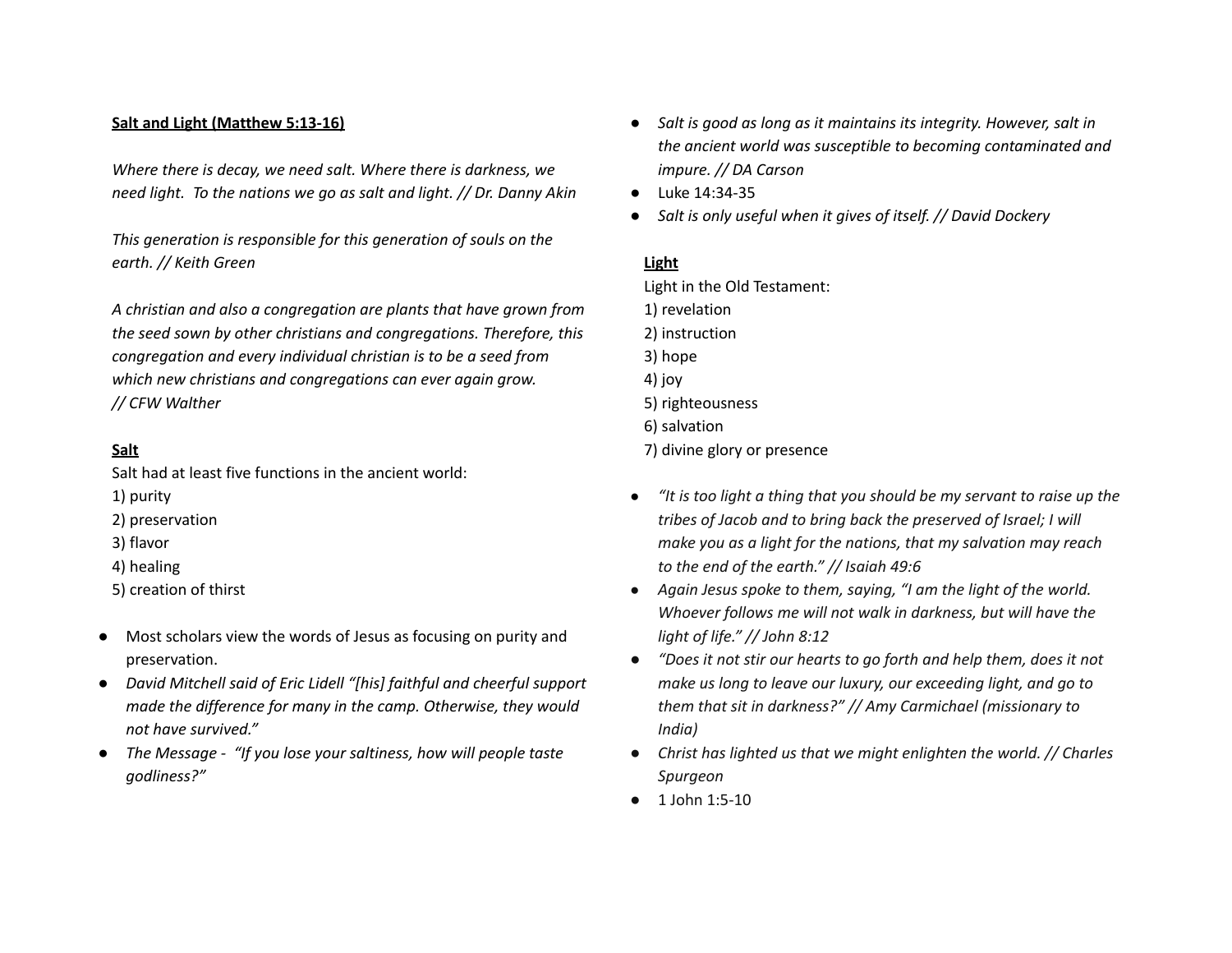## Salt and Light (Matthew 5:13-16)

*Where there is decay, we need salt. Where there is darkness, we need light. To the nations we go as salt and light. // Dr. Danny Akin*

*This generation is responsible for this generation of souls on the earth. // Keith Green*

*A christian and also a congregation are plants that have grown from the seed sown by other christians and congregations. Therefore, this congregation and every individual christian is to be a seed from which new christians and congregations can ever again grow. // CFW Walther*

### Salt

Salt had at least five functions in the ancient world:
1) purity
2) preservation
3) flavor
4) healing
5) creation of thirst

- Most scholars view the words of Jesus as focusing on purity and preservation.
- *David Mitchell said of Eric Lidell "[his] faithful and cheerful support made the difference for many in the camp. Otherwise, they would not have survived."*
- *The Message - "If you lose your saltiness, how will people taste godliness?"*
- *Salt is good as long as it maintains its integrity. However, salt in the ancient world was susceptible to becoming contaminated and impure. // DA Carson*
- Luke 14:34-35
- *Salt is only useful when it gives of itself. // David Dockery*

### Light

Light in the Old Testament:
1) revelation
2) instruction
3) hope
4) joy
5) righteousness
6) salvation
7) divine glory or presence

- *"It is too light a thing that you should be my servant to raise up the tribes of Jacob and to bring back the preserved of Israel; I will make you as a light for the nations, that my salvation may reach to the end of the earth." // Isaiah 49:6*
- *Again Jesus spoke to them, saying, "I am the light of the world. Whoever follows me will not walk in darkness, but will have the light of life." // John 8:12*
- *"Does it not stir our hearts to go forth and help them, does it not make us long to leave our luxury, our exceeding light, and go to them that sit in darkness?" // Amy Carmichael (missionary to India)*
- *Christ has lighted us that we might enlighten the world. // Charles Spurgeon*
- 1 John 1:5-10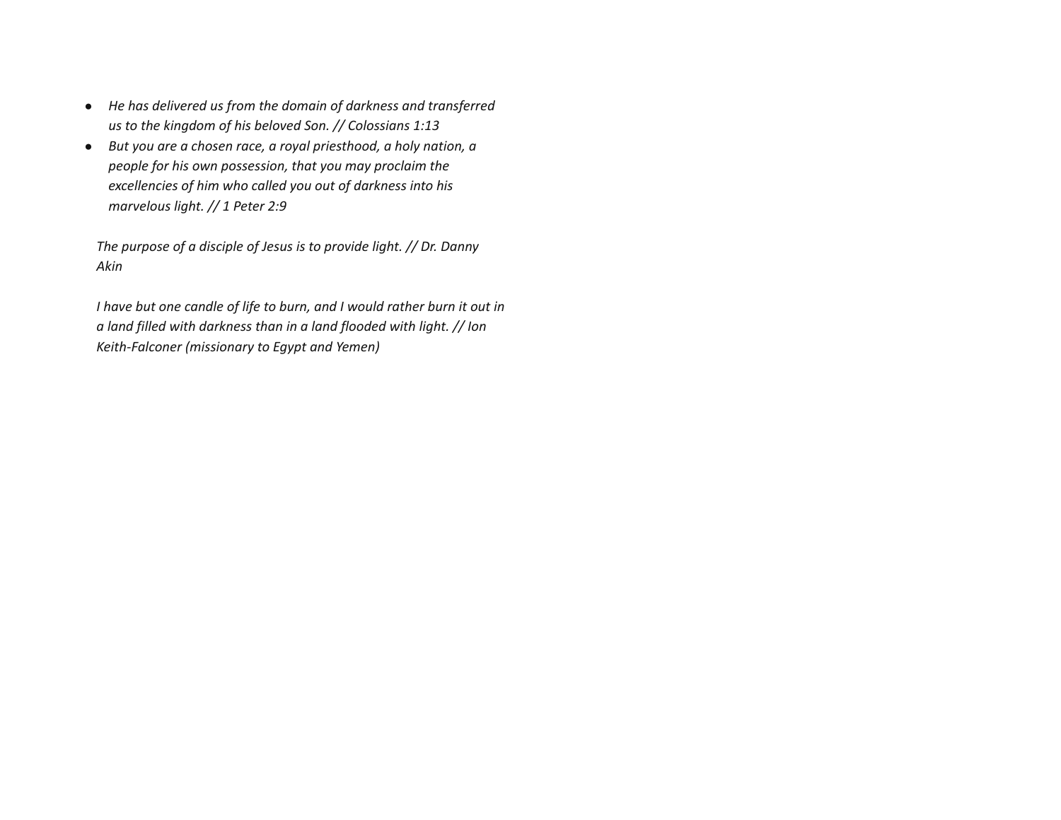- *He has delivered us from the domain of darkness and transferred us to the kingdom of his beloved Son. // Colossians 1:13*
- *But you are a chosen race, a royal priesthood, a holy nation, a people for his own possession, that you may proclaim the excellencies of him who called you out of darkness into his marvelous light. // 1 Peter 2:9*

*The purpose of a disciple of Jesus is to provide light. // Dr. Danny Akin*

*I have but one candle of life to burn, and I would rather burn it out in a land filled with darkness than in a land flooded with light. // Ion Keith-Falconer (missionary to Egypt and Yemen)*